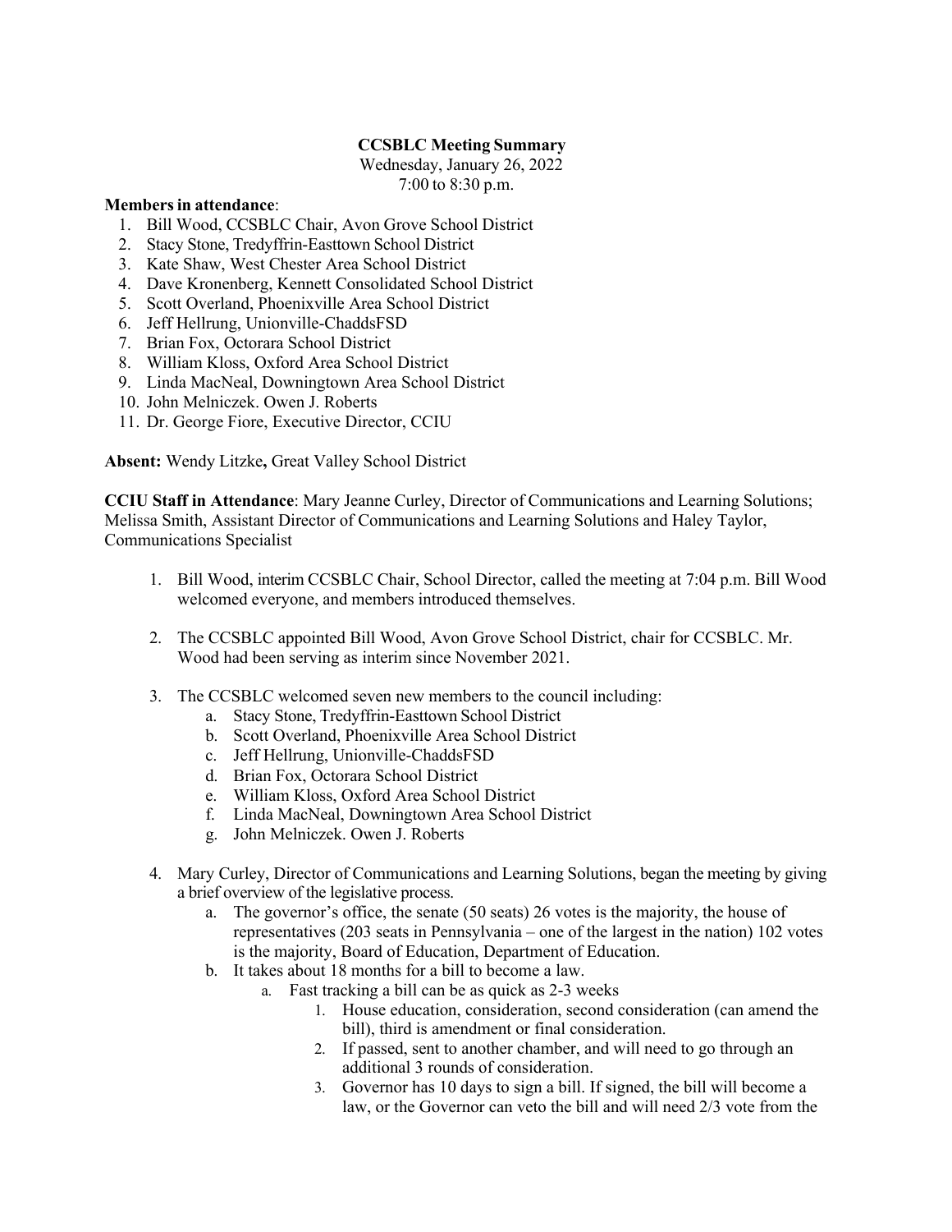**CCSBLC Meeting Summary**

Wednesday, January 26, 2022

7:00 to 8:30 p.m.

**Members in attendance**:

1. Bill Wood, CCSBLC Chair, Avon Grove School District
2. Stacy Stone, Tredyffrin-Easttown School District
3. Kate Shaw, West Chester Area School District
4. Dave Kronenberg, Kennett Consolidated School District
5. Scott Overland, Phoenixville Area School District
6. Jeff Hellrung, Unionville-ChaddsFSD
7. Brian Fox, Octorara School District
8. William Kloss, Oxford Area School District
9. Linda MacNeal, Downingtown Area School District
10. John Melniczek. Owen J. Roberts
11. Dr. George Fiore, Executive Director, CCIU

**Absent:** Wendy Litzke**,** Great Valley School District

**CCIU Staff in Attendance**: Mary Jeanne Curley, Director of Communications and Learning Solutions; Melissa Smith, Assistant Director of Communications and Learning Solutions and Haley Taylor, Communications Specialist

1. Bill Wood, interim CCSBLC Chair, School Director, called the meeting at 7:04 p.m. Bill Wood welcomed everyone, and members introduced themselves.

2. The CCSBLC appointed Bill Wood, Avon Grove School District, chair for CCSBLC. Mr. Wood had been serving as interim since November 2021.

3. The CCSBLC welcomed seven new members to the council including:
   a. Stacy Stone, Tredyffrin-Easttown School District
   b. Scott Overland, Phoenixville Area School District
   c. Jeff Hellrung, Unionville-ChaddsFSD
   d. Brian Fox, Octorara School District
   e. William Kloss, Oxford Area School District
   f. Linda MacNeal, Downingtown Area School District
   g. John Melniczek. Owen J. Roberts

4. Mary Curley, Director of Communications and Learning Solutions, began the meeting by giving a brief overview of the legislative process.
   a. The governor's office, the senate (50 seats) 26 votes is the majority, the house of representatives (203 seats in Pennsylvania – one of the largest in the nation) 102 votes is the majority, Board of Education, Department of Education.
   b. It takes about 18 months for a bill to become a law.
      a. Fast tracking a bill can be as quick as 2-3 weeks
         1. House education, consideration, second consideration (can amend the bill), third is amendment or final consideration.
         2. If passed, sent to another chamber, and will need to go through an additional 3 rounds of consideration.
         3. Governor has 10 days to sign a bill. If signed, the bill will become a law, or the Governor can veto the bill and will need 2/3 vote from the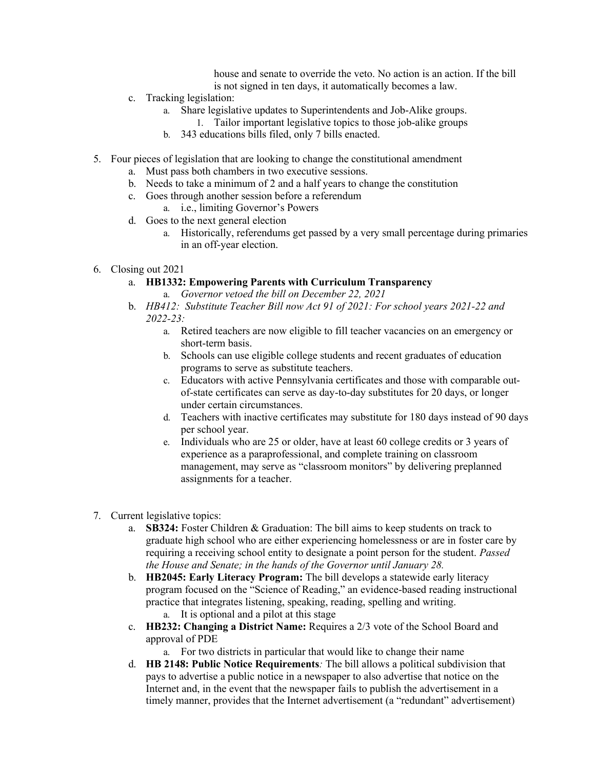house and senate to override the veto. No action is an action. If the bill is not signed in ten days, it automatically becomes a law.

   c. Tracking legislation:
      a. Share legislative updates to Superintendents and Job-Alike groups.
         1. Tailor important legislative topics to those job-alike groups
      b. 343 educations bills filed, only 7 bills enacted.

5. Four pieces of legislation that are looking to change the constitutional amendment
   a. Must pass both chambers in two executive sessions.
   b. Needs to take a minimum of 2 and a half years to change the constitution
   c. Goes through another session before a referendum
      a. i.e., limiting Governor's Powers
   d. Goes to the next general election
      a. Historically, referendums get passed by a very small percentage during primaries in an off-year election.

6. Closing out 2021
   a. **HB1332: Empowering Parents with Curriculum Transparency**
      a. *Governor vetoed the bill on December 22, 2021*
   b. *HB412: Substitute Teacher Bill now Act 91 of 2021: For school years 2021-22 and 2022-23:*
      a. Retired teachers are now eligible to fill teacher vacancies on an emergency or short-term basis.
      b. Schools can use eligible college students and recent graduates of education programs to serve as substitute teachers.
      c. Educators with active Pennsylvania certificates and those with comparable out-of-state certificates can serve as day-to-day substitutes for 20 days, or longer under certain circumstances.
      d. Teachers with inactive certificates may substitute for 180 days instead of 90 days per school year.
      e. Individuals who are 25 or older, have at least 60 college credits or 3 years of experience as a paraprofessional, and complete training on classroom management, may serve as "classroom monitors" by delivering preplanned assignments for a teacher.

7. Current legislative topics:
   a. **SB324:** Foster Children & Graduation: The bill aims to keep students on track to graduate high school who are either experiencing homelessness or are in foster care by requiring a receiving school entity to designate a point person for the student. *Passed the House and Senate; in the hands of the Governor until January 28.*
   b. **HB2045: Early Literacy Program:** The bill develops a statewide early literacy program focused on the "Science of Reading," an evidence-based reading instructional practice that integrates listening, speaking, reading, spelling and writing.
      a. It is optional and a pilot at this stage
   c. **HB232: Changing a District Name:** Requires a 2/3 vote of the School Board and approval of PDE
      a. For two districts in particular that would like to change their name
   d. **HB 2148: Public Notice Requirements***:* The bill allows a political subdivision that pays to advertise a public notice in a newspaper to also advertise that notice on the Internet and, in the event that the newspaper fails to publish the advertisement in a timely manner, provides that the Internet advertisement (a "redundant" advertisement)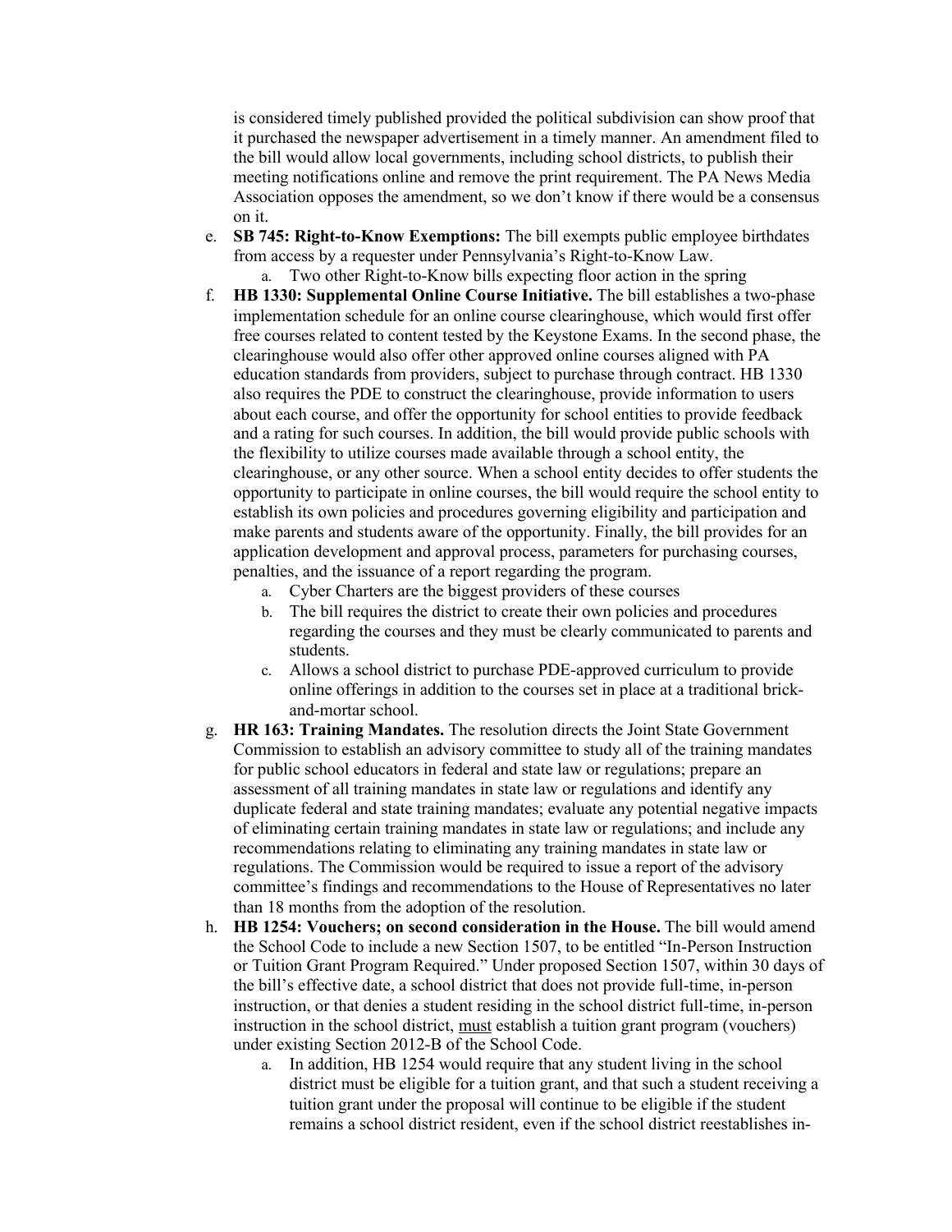is considered timely published provided the political subdivision can show proof that it purchased the newspaper advertisement in a timely manner. An amendment filed to the bill would allow local governments, including school districts, to publish their meeting notifications online and remove the print requirement. The PA News Media Association opposes the amendment, so we don't know if there would be a consensus on it.

e. **SB 745: Right-to-Know Exemptions:** The bill exempts public employee birthdates from access by a requester under Pennsylvania's Right-to-Know Law.
    a. Two other Right-to-Know bills expecting floor action in the spring
f. **HB 1330: Supplemental Online Course Initiative.** The bill establishes a two-phase implementation schedule for an online course clearinghouse, which would first offer free courses related to content tested by the Keystone Exams. In the second phase, the clearinghouse would also offer other approved online courses aligned with PA education standards from providers, subject to purchase through contract. HB 1330 also requires the PDE to construct the clearinghouse, provide information to users about each course, and offer the opportunity for school entities to provide feedback and a rating for such courses. In addition, the bill would provide public schools with the flexibility to utilize courses made available through a school entity, the clearinghouse, or any other source. When a school entity decides to offer students the opportunity to participate in online courses, the bill would require the school entity to establish its own policies and procedures governing eligibility and participation and make parents and students aware of the opportunity. Finally, the bill provides for an application development and approval process, parameters for purchasing courses, penalties, and the issuance of a report regarding the program.
    a. Cyber Charters are the biggest providers of these courses
    b. The bill requires the district to create their own policies and procedures regarding the courses and they must be clearly communicated to parents and students.
    c. Allows a school district to purchase PDE-approved curriculum to provide online offerings in addition to the courses set in place at a traditional brick-and-mortar school.
g. **HR 163: Training Mandates.** The resolution directs the Joint State Government Commission to establish an advisory committee to study all of the training mandates for public school educators in federal and state law or regulations; prepare an assessment of all training mandates in state law or regulations and identify any duplicate federal and state training mandates; evaluate any potential negative impacts of eliminating certain training mandates in state law or regulations; and include any recommendations relating to eliminating any training mandates in state law or regulations. The Commission would be required to issue a report of the advisory committee's findings and recommendations to the House of Representatives no later than 18 months from the adoption of the resolution.
h. **HB 1254: Vouchers; on second consideration in the House.** The bill would amend the School Code to include a new Section 1507, to be entitled "In-Person Instruction or Tuition Grant Program Required." Under proposed Section 1507, within 30 days of the bill's effective date, a school district that does not provide full-time, in-person instruction, or that denies a student residing in the school district full-time, in-person instruction in the school district, <u>must</u> establish a tuition grant program (vouchers) under existing Section 2012-B of the School Code.
    a. In addition, HB 1254 would require that any student living in the school district must be eligible for a tuition grant, and that such a student receiving a tuition grant under the proposal will continue to be eligible if the student remains a school district resident, even if the school district reestablishes in-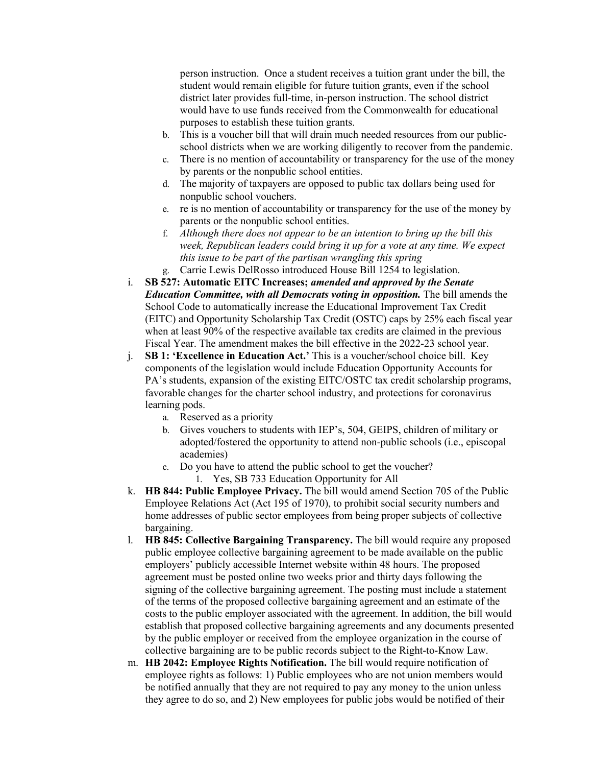person instruction. Once a student receives a tuition grant under the bill, the student would remain eligible for future tuition grants, even if the school district later provides full-time, in-person instruction. The school district would have to use funds received from the Commonwealth for educational purposes to establish these tuition grants.

   b. This is a voucher bill that will drain much needed resources from our public-school districts when we are working diligently to recover from the pandemic.
   c. There is no mention of accountability or transparency for the use of the money by parents or the nonpublic school entities.
   d. The majority of taxpayers are opposed to public tax dollars being used for nonpublic school vouchers.
   e. re is no mention of accountability or transparency for the use of the money by parents or the nonpublic school entities.
   f. *Although there does not appear to be an intention to bring up the bill this week, Republican leaders could bring it up for a vote at any time. We expect this issue to be part of the partisan wrangling this spring*
   g. Carrie Lewis DelRosso introduced House Bill 1254 to legislation.

i. **SB 527: Automatic EITC Increases; *amended and approved by the Senate Education Committee, with all Democrats voting in opposition.*** The bill amends the School Code to automatically increase the Educational Improvement Tax Credit (EITC) and Opportunity Scholarship Tax Credit (OSTC) caps by 25% each fiscal year when at least 90% of the respective available tax credits are claimed in the previous Fiscal Year. The amendment makes the bill effective in the 2022-23 school year.

j. **SB 1: 'Excellence in Education Act.'** This is a voucher/school choice bill. Key components of the legislation would include Education Opportunity Accounts for PA's students, expansion of the existing EITC/OSTC tax credit scholarship programs, favorable changes for the charter school industry, and protections for coronavirus learning pods.
   a. Reserved as a priority
   b. Gives vouchers to students with IEP's, 504, GEIPS, children of military or adopted/fostered the opportunity to attend non-public schools (i.e., episcopal academies)
   c. Do you have to attend the public school to get the voucher?
      1. Yes, SB 733 Education Opportunity for All

k. **HB 844: Public Employee Privacy.** The bill would amend Section 705 of the Public Employee Relations Act (Act 195 of 1970), to prohibit social security numbers and home addresses of public sector employees from being proper subjects of collective bargaining.

l. **HB 845: Collective Bargaining Transparency.** The bill would require any proposed public employee collective bargaining agreement to be made available on the public employers' publicly accessible Internet website within 48 hours. The proposed agreement must be posted online two weeks prior and thirty days following the signing of the collective bargaining agreement. The posting must include a statement of the terms of the proposed collective bargaining agreement and an estimate of the costs to the public employer associated with the agreement. In addition, the bill would establish that proposed collective bargaining agreements and any documents presented by the public employer or received from the employee organization in the course of collective bargaining are to be public records subject to the Right-to-Know Law.

m. **HB 2042: Employee Rights Notification.** The bill would require notification of employee rights as follows: 1) Public employees who are not union members would be notified annually that they are not required to pay any money to the union unless they agree to do so, and 2) New employees for public jobs would be notified of their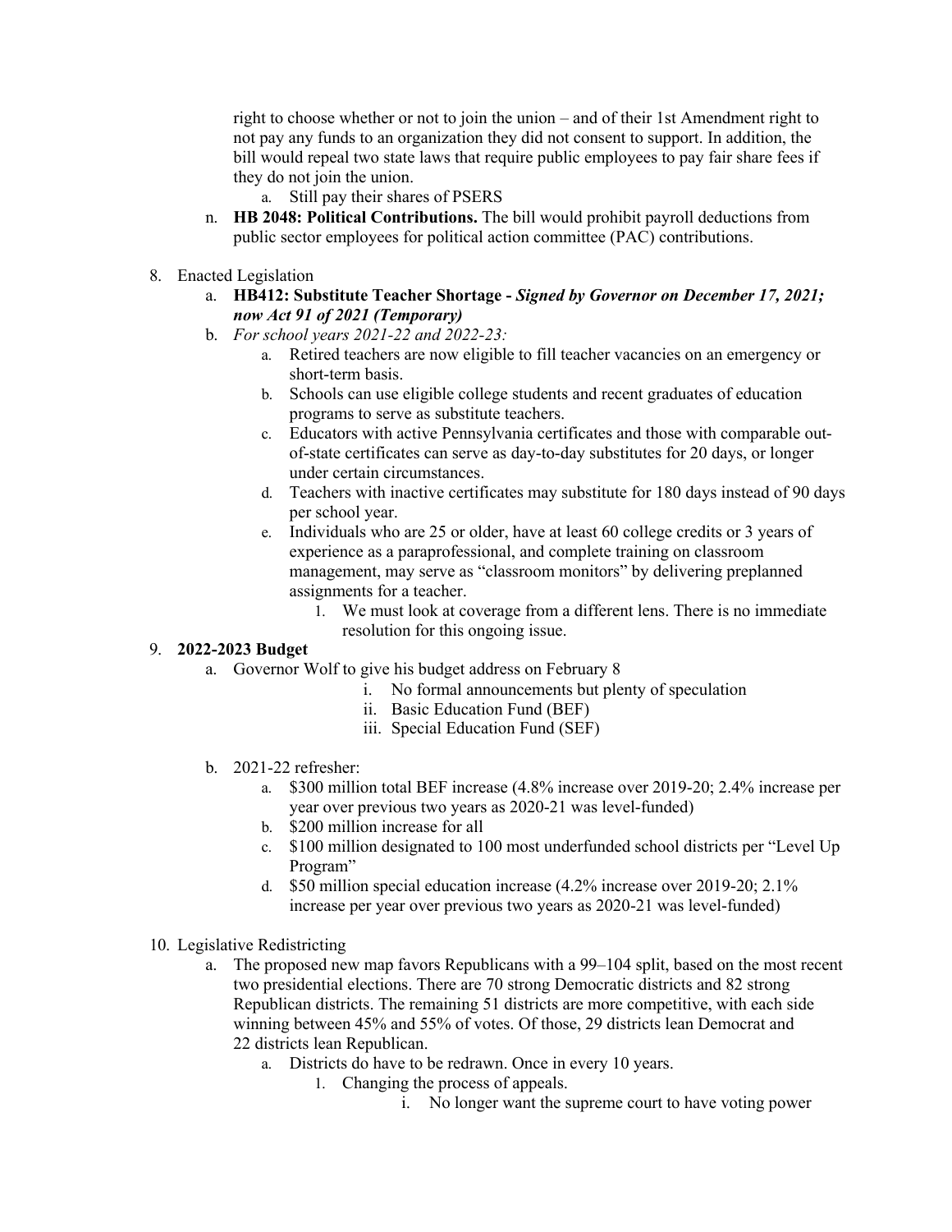right to choose whether or not to join the union – and of their 1st Amendment right to not pay any funds to an organization they did not consent to support. In addition, the bill would repeal two state laws that require public employees to pay fair share fees if they do not join the union.

   a. Still pay their shares of PSERS

n. **HB 2048: Political Contributions.** The bill would prohibit payroll deductions from public sector employees for political action committee (PAC) contributions.

8. Enacted Legislation
   a. **HB412: Substitute Teacher Shortage -** ***Signed by Governor on December 17, 2021; now Act 91 of 2021 (Temporary)***
   b. *For school years 2021-22 and 2022-23:*
      a. Retired teachers are now eligible to fill teacher vacancies on an emergency or short-term basis.
      b. Schools can use eligible college students and recent graduates of education programs to serve as substitute teachers.
      c. Educators with active Pennsylvania certificates and those with comparable out-of-state certificates can serve as day-to-day substitutes for 20 days, or longer under certain circumstances.
      d. Teachers with inactive certificates may substitute for 180 days instead of 90 days per school year.
      e. Individuals who are 25 or older, have at least 60 college credits or 3 years of experience as a paraprofessional, and complete training on classroom management, may serve as "classroom monitors" by delivering preplanned assignments for a teacher.
         1. We must look at coverage from a different lens. There is no immediate resolution for this ongoing issue.

9. **2022-2023 Budget**
   a. Governor Wolf to give his budget address on February 8
      i. No formal announcements but plenty of speculation
      ii. Basic Education Fund (BEF)
      iii. Special Education Fund (SEF)

   b. 2021-22 refresher:
      a. $300 million total BEF increase (4.8% increase over 2019-20; 2.4% increase per year over previous two years as 2020-21 was level-funded)
      b. $200 million increase for all
      c. $100 million designated to 100 most underfunded school districts per "Level Up Program"
      d. $50 million special education increase (4.2% increase over 2019-20; 2.1% increase per year over previous two years as 2020-21 was level-funded)

10. Legislative Redistricting
    a. The proposed new map favors Republicans with a 99–104 split, based on the most recent two presidential elections. There are 70 strong Democratic districts and 82 strong Republican districts. The remaining 51 districts are more competitive, with each side winning between 45% and 55% of votes. Of those, 29 districts lean Democrat and 22 districts lean Republican.
       a. Districts do have to be redrawn. Once in every 10 years.
          1. Changing the process of appeals.
             i. No longer want the supreme court to have voting power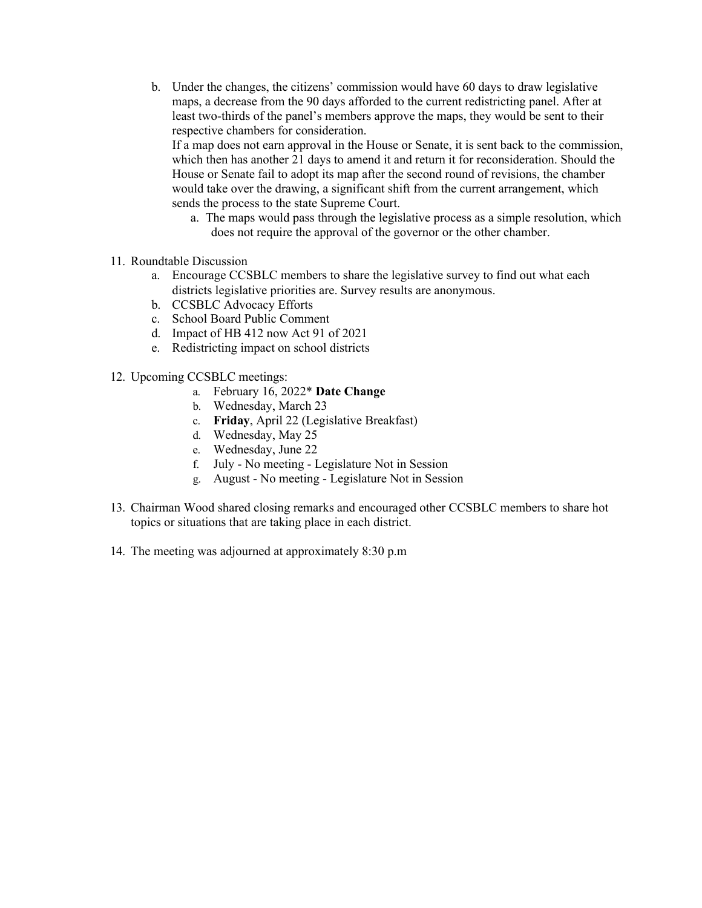b. Under the changes, the citizens' commission would have 60 days to draw legislative maps, a decrease from the 90 days afforded to the current redistricting panel. After at least two-thirds of the panel's members approve the maps, they would be sent to their respective chambers for consideration.

   If a map does not earn approval in the House or Senate, it is sent back to the commission, which then has another 21 days to amend it and return it for reconsideration. Should the House or Senate fail to adopt its map after the second round of revisions, the chamber would take over the drawing, a significant shift from the current arrangement, which sends the process to the state Supreme Court.

   a. The maps would pass through the legislative process as a simple resolution, which does not require the approval of the governor or the other chamber.

11. Roundtable Discussion
    a. Encourage CCSBLC members to share the legislative survey to find out what each districts legislative priorities are. Survey results are anonymous.
    b. CCSBLC Advocacy Efforts
    c. School Board Public Comment
    d. Impact of HB 412 now Act 91 of 2021
    e. Redistricting impact on school districts

12. Upcoming CCSBLC meetings:
    a. February 16, 2022* **Date Change**
    b. Wednesday, March 23
    c. **Friday**, April 22 (Legislative Breakfast)
    d. Wednesday, May 25
    e. Wednesday, June 22
    f. July - No meeting - Legislature Not in Session
    g. August - No meeting - Legislature Not in Session

13. Chairman Wood shared closing remarks and encouraged other CCSBLC members to share hot topics or situations that are taking place in each district.

14. The meeting was adjourned at approximately 8:30 p.m